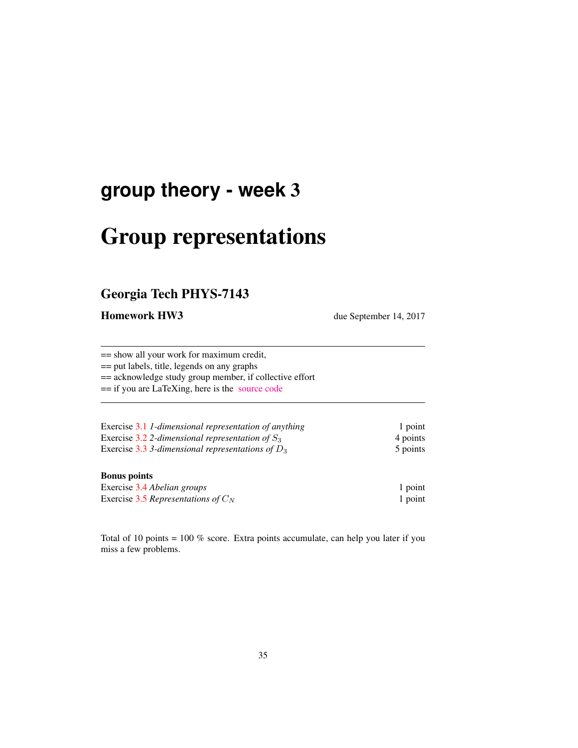# group theory - week 3

# Group representations

## Georgia Tech PHYS-7143

**Homework HW3** due September 14, 2017

---

== show all your work for maximum credit,
== put labels, title, legends on any graphs
== acknowledge study group member, if collective effort
== if you are LaTeXing, here is the source code

---

| | |
|---|---|
| Exercise 3.1 *1-dimensional representation of anything* | 1 point |
| Exercise 3.2 *2-dimensional representation of* $S_3$ | 4 points |
| Exercise 3.3 *3-dimensional representations of* $D_3$ | 5 points |

**Bonus points**

| | |
|---|---|
| Exercise 3.4 *Abelian groups* | 1 point |
| Exercise 3.5 *Representations of* $C_N$ | 1 point |

Total of 10 points = 100 % score. Extra points accumulate, can help you later if you miss a few problems.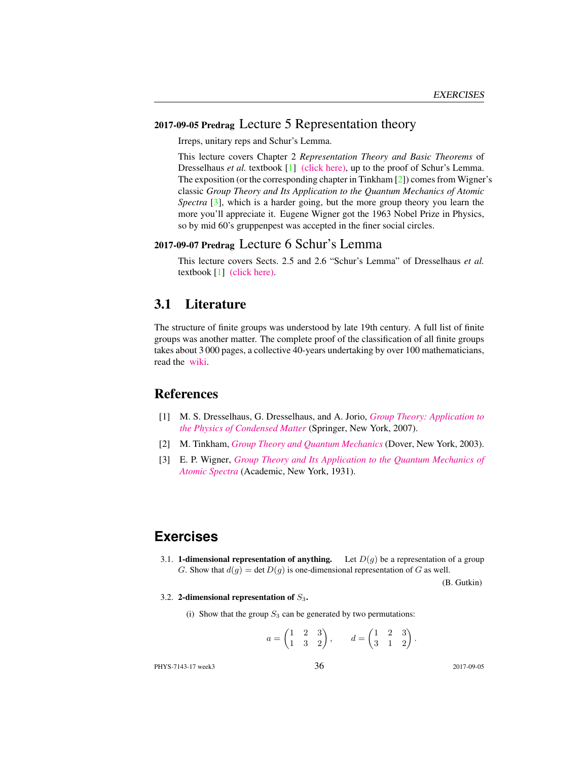**2017-09-05 Predrag** Lecture 5 Representation theory

Irreps, unitary reps and Schur's Lemma.

This lecture covers Chapter 2 *Representation Theory and Basic Theorems* of Dresselhaus *et al.* textbook [1] (click here), up to the proof of Schur's Lemma. The exposition (or the corresponding chapter in Tinkham [2]) comes from Wigner's classic *Group Theory and Its Application to the Quantum Mechanics of Atomic Spectra* [3], which is a harder going, but the more group theory you learn the more you'll appreciate it. Eugene Wigner got the 1963 Nobel Prize in Physics, so by mid 60's gruppenpest was accepted in the finer social circles.

**2017-09-07 Predrag** Lecture 6 Schur's Lemma

This lecture covers Sects. 2.5 and 2.6 "Schur's Lemma" of Dresselhaus *et al.* textbook [1] (click here).

## 3.1 Literature

The structure of finite groups was understood by late 19th century. A full list of finite groups was another matter. The complete proof of the classification of all finite groups takes about 3 000 pages, a collective 40-years undertaking by over 100 mathematicians, read the wiki.

## References

[1] M. S. Dresselhaus, G. Dresselhaus, and A. Jorio, *Group Theory: Application to the Physics of Condensed Matter* (Springer, New York, 2007).

[2] M. Tinkham, *Group Theory and Quantum Mechanics* (Dover, New York, 2003).

[3] E. P. Wigner, *Group Theory and Its Application to the Quantum Mechanics of Atomic Spectra* (Academic, New York, 1931).

## Exercises

3.1. **1-dimensional representation of anything.** Let $D(g)$ be a representation of a group $G$. Show that $d(g) = \det D(g)$ is one-dimensional representation of $G$ as well.

(B. Gutkin)

3.2. **2-dimensional representation of $S_3$.**

(i) Show that the group $S_3$ can be generated by two permutations:

$$a = \begin{pmatrix} 1 & 2 & 3 \\ 1 & 3 & 2 \end{pmatrix}, \qquad d = \begin{pmatrix} 1 & 2 & 3 \\ 3 & 1 & 2 \end{pmatrix}.$$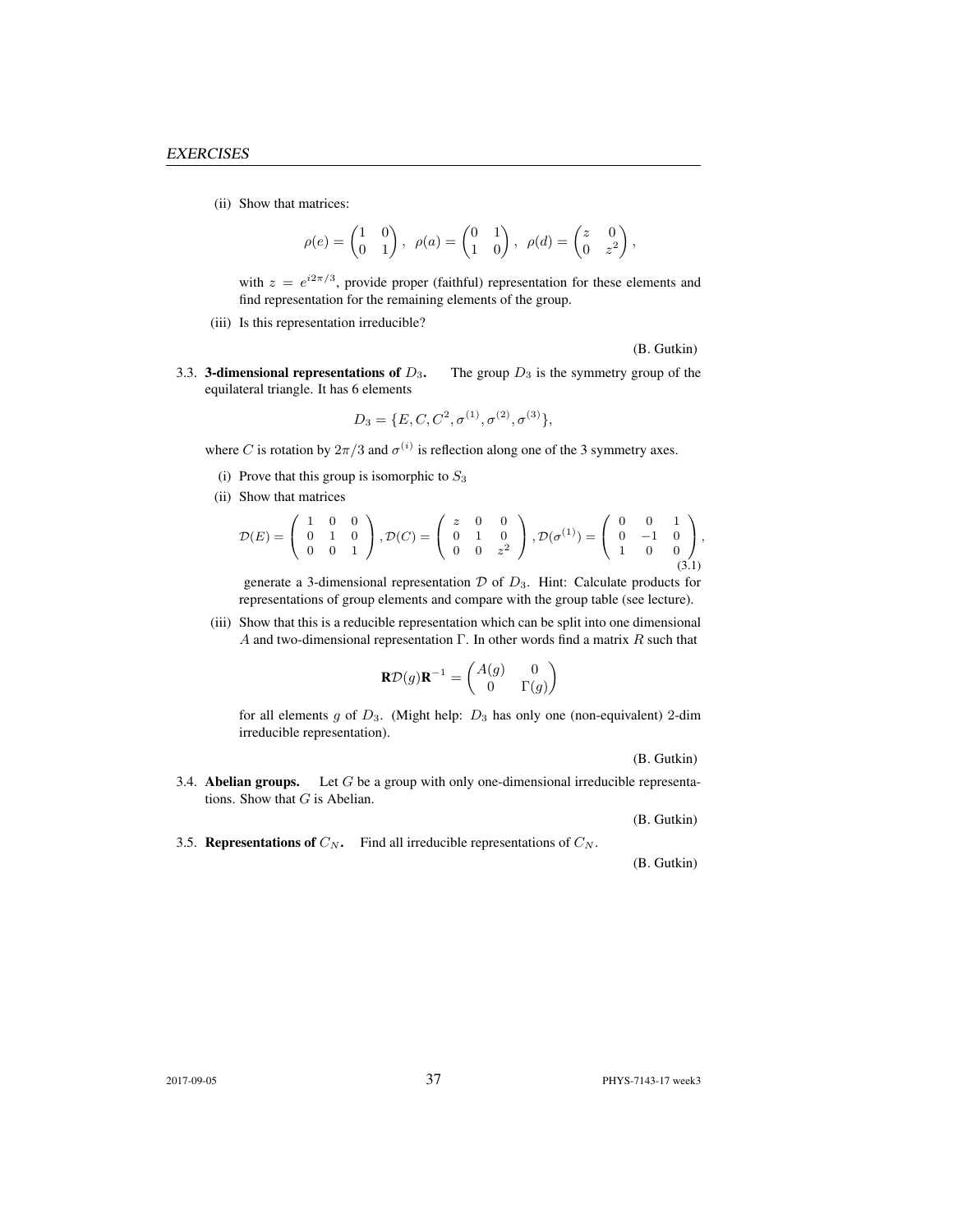(ii) Show that matrices:

$$\rho(e) = \begin{pmatrix} 1 & 0 \\ 0 & 1 \end{pmatrix}, \ \ \rho(a) = \begin{pmatrix} 0 & 1 \\ 1 & 0 \end{pmatrix}, \ \ \rho(d) = \begin{pmatrix} z & 0 \\ 0 & z^2 \end{pmatrix},$$

with $z = e^{i2\pi/3}$, provide proper (faithful) representation for these elements and find representation for the remaining elements of the group.

(iii) Is this representation irreducible?

(B. Gutkin)

3.3. **3-dimensional representations of $D_3$.** The group $D_3$ is the symmetry group of the equilateral triangle. It has 6 elements

$$D_3 = \{E, C, C^2, \sigma^{(1)}, \sigma^{(2)}, \sigma^{(3)}\},$$

where $C$ is rotation by $2\pi/3$ and $\sigma^{(i)}$ is reflection along one of the 3 symmetry axes.

(i) Prove that this group is isomorphic to $S_3$

(ii) Show that matrices

$$\mathcal{D}(E) = \left( \begin{array}{ccc} 1 & 0 & 0 \\ 0 & 1 & 0 \\ 0 & 0 & 1 \end{array} \right), \mathcal{D}(C) = \left( \begin{array}{ccc} z & 0 & 0 \\ 0 & 1 & 0 \\ 0 & 0 & z^2 \end{array} \right), \mathcal{D}(\sigma^{(1)}) = \left( \begin{array}{ccc} 0 & 0 & 1 \\ 0 & -1 & 0 \\ 1 & 0 & 0 \end{array} \right), \tag{3.1}$$

generate a 3-dimensional representation $\mathcal{D}$ of $D_3$. Hint: Calculate products for representations of group elements and compare with the group table (see lecture).

(iii) Show that this is a reducible representation which can be split into one dimensional $A$ and two-dimensional representation $\Gamma$. In other words find a matrix $R$ such that

$$\mathbf{R}\mathcal{D}(g)\mathbf{R}^{-1} = \begin{pmatrix} A(g) & 0 \\ 0 & \Gamma(g) \end{pmatrix}$$

for all elements $g$ of $D_3$. (Might help: $D_3$ has only one (non-equivalent) 2-dim irreducible representation).

(B. Gutkin)

3.4. **Abelian groups.** Let $G$ be a group with only one-dimensional irreducible representations. Show that $G$ is Abelian.

(B. Gutkin)

3.5. **Representations of $C_N$.** Find all irreducible representations of $C_N$.

(B. Gutkin)